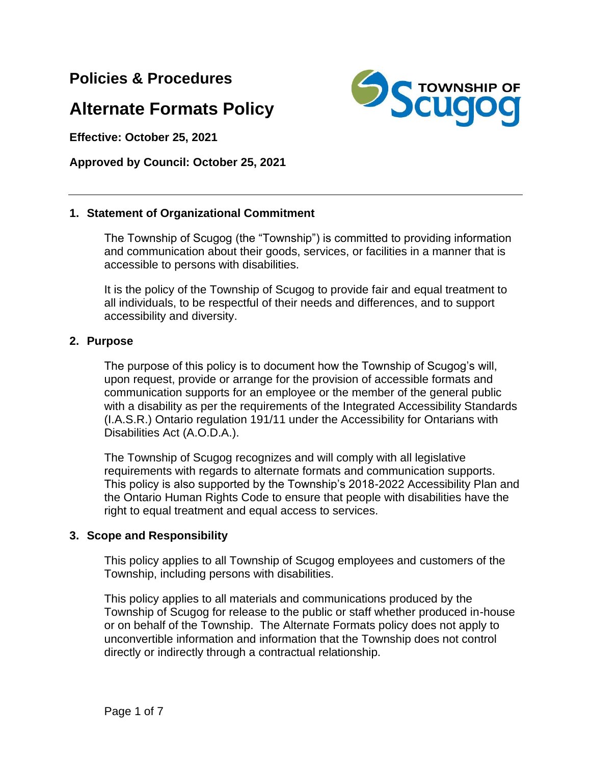# Policies & Procedures

# Alternate Formats Policy

**Effective: October 25, 2021**

**Approved by Council: October 25, 2021**

---

## 1. Statement of Organizational Commitment

The Township of Scugog (the "Township") is committed to providing information and communication about their goods, services, or facilities in a manner that is accessible to persons with disabilities.

It is the policy of the Township of Scugog to provide fair and equal treatment to all individuals, to be respectful of their needs and differences, and to support accessibility and diversity.

## 2. Purpose

The purpose of this policy is to document how the Township of Scugog's will, upon request, provide or arrange for the provision of accessible formats and communication supports for an employee or the member of the general public with a disability as per the requirements of the Integrated Accessibility Standards (I.A.S.R.) Ontario regulation 191/11 under the Accessibility for Ontarians with Disabilities Act (A.O.D.A.).

The Township of Scugog recognizes and will comply with all legislative requirements with regards to alternate formats and communication supports. This policy is also supported by the Township's 2018-2022 Accessibility Plan and the Ontario Human Rights Code to ensure that people with disabilities have the right to equal treatment and equal access to services.

## 3. Scope and Responsibility

This policy applies to all Township of Scugog employees and customers of the Township, including persons with disabilities.

This policy applies to all materials and communications produced by the Township of Scugog for release to the public or staff whether produced in-house or on behalf of the Township. The Alternate Formats policy does not apply to unconvertible information and information that the Township does not control directly or indirectly through a contractual relationship.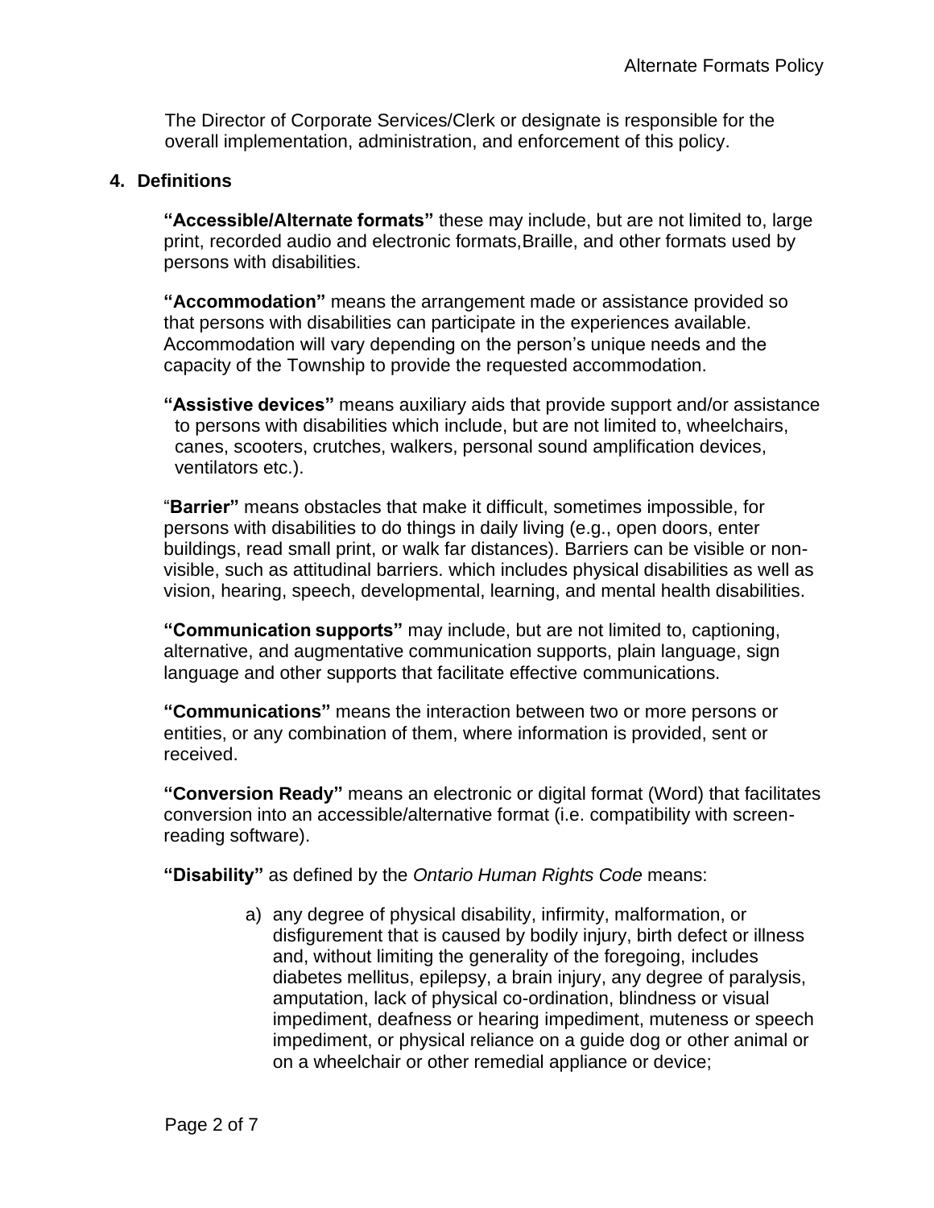The Director of Corporate Services/Clerk or designate is responsible for the overall implementation, administration, and enforcement of this policy.

## 4. Definitions

**"Accessible/Alternate formats"** these may include, but are not limited to, large print, recorded audio and electronic formats,Braille, and other formats used by persons with disabilities.

**"Accommodation"** means the arrangement made or assistance provided so that persons with disabilities can participate in the experiences available. Accommodation will vary depending on the person's unique needs and the capacity of the Township to provide the requested accommodation.

**"Assistive devices"** means auxiliary aids that provide support and/or assistance to persons with disabilities which include, but are not limited to, wheelchairs, canes, scooters, crutches, walkers, personal sound amplification devices, ventilators etc.).

"**Barrier"** means obstacles that make it difficult, sometimes impossible, for persons with disabilities to do things in daily living (e.g., open doors, enter buildings, read small print, or walk far distances). Barriers can be visible or non-visible, such as attitudinal barriers. which includes physical disabilities as well as vision, hearing, speech, developmental, learning, and mental health disabilities.

**"Communication supports"** may include, but are not limited to, captioning, alternative, and augmentative communication supports, plain language, sign language and other supports that facilitate effective communications.

**"Communications"** means the interaction between two or more persons or entities, or any combination of them, where information is provided, sent or received.

**"Conversion Ready"** means an electronic or digital format (Word) that facilitates conversion into an accessible/alternative format (i.e. compatibility with screen-reading software).

**"Disability"** as defined by the *Ontario Human Rights Code* means:

a) any degree of physical disability, infirmity, malformation, or disfigurement that is caused by bodily injury, birth defect or illness and, without limiting the generality of the foregoing, includes diabetes mellitus, epilepsy, a brain injury, any degree of paralysis, amputation, lack of physical co-ordination, blindness or visual impediment, deafness or hearing impediment, muteness or speech impediment, or physical reliance on a guide dog or other animal or on a wheelchair or other remedial appliance or device;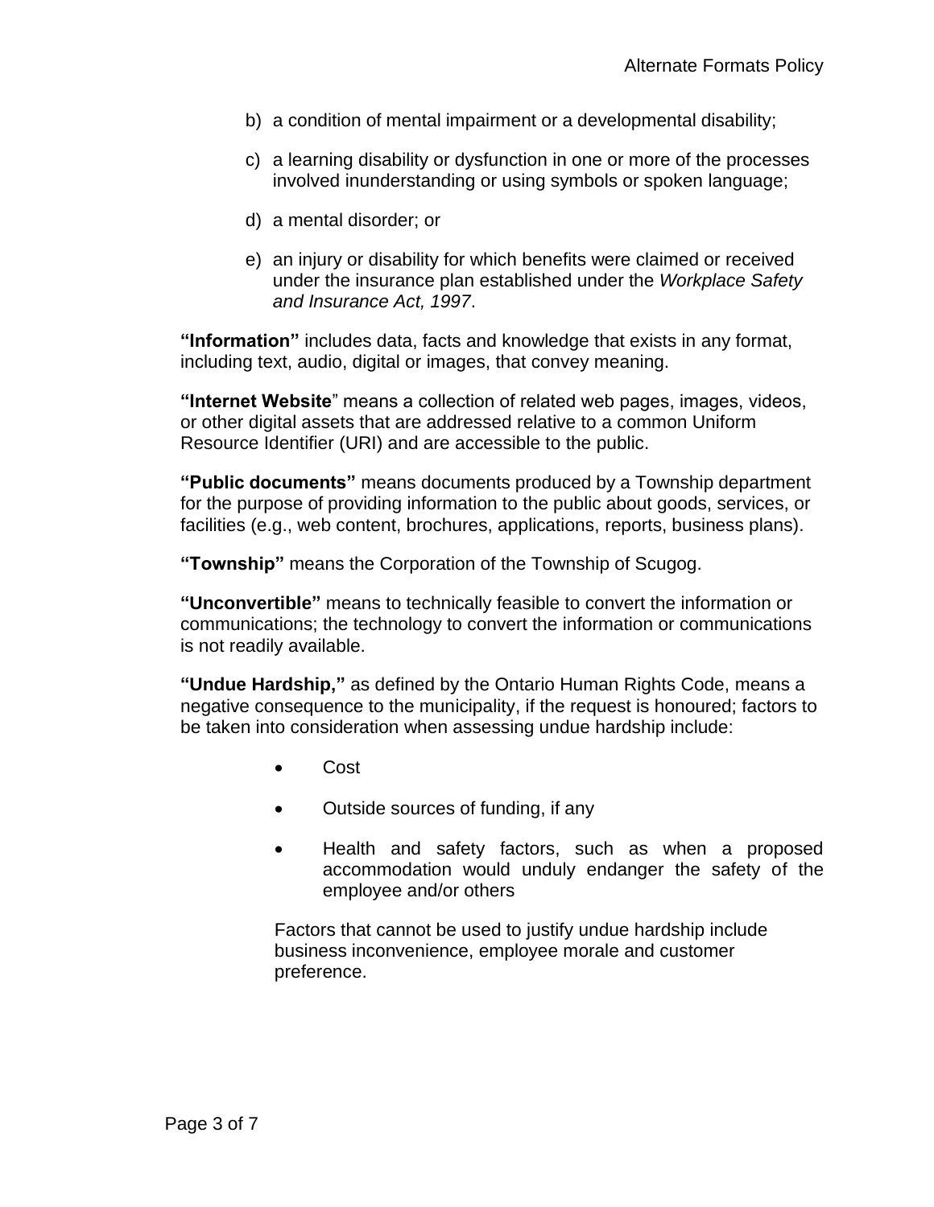b) a condition of mental impairment or a developmental disability;

c) a learning disability or dysfunction in one or more of the processes involved inunderstanding or using symbols or spoken language;

d) a mental disorder; or

e) an injury or disability for which benefits were claimed or received under the insurance plan established under the *Workplace Safety and Insurance Act, 1997*.

**"Information"** includes data, facts and knowledge that exists in any format, including text, audio, digital or images, that convey meaning.

**"Internet Website**" means a collection of related web pages, images, videos, or other digital assets that are addressed relative to a common Uniform Resource Identifier (URI) and are accessible to the public.

**"Public documents"** means documents produced by a Township department for the purpose of providing information to the public about goods, services, or facilities (e.g., web content, brochures, applications, reports, business plans).

**"Township"** means the Corporation of the Township of Scugog.

**"Unconvertible"** means to technically feasible to convert the information or communications; the technology to convert the information or communications is not readily available.

**"Undue Hardship,"** as defined by the Ontario Human Rights Code, means a negative consequence to the municipality, if the request is honoured; factors to be taken into consideration when assessing undue hardship include:

- Cost
- Outside sources of funding, if any
- Health and safety factors, such as when a proposed accommodation would unduly endanger the safety of the employee and/or others

Factors that cannot be used to justify undue hardship include business inconvenience, employee morale and customer preference.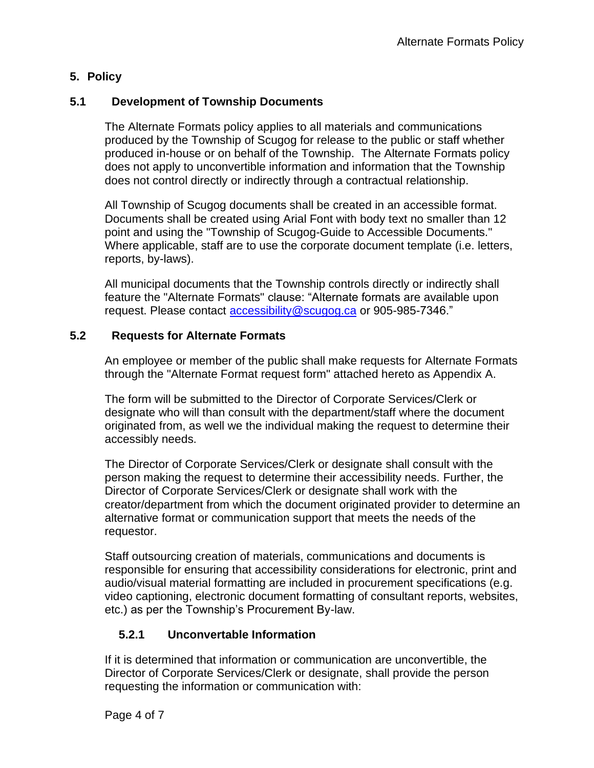## 5. Policy

### 5.1 Development of Township Documents

The Alternate Formats policy applies to all materials and communications produced by the Township of Scugog for release to the public or staff whether produced in-house or on behalf of the Township. The Alternate Formats policy does not apply to unconvertible information and information that the Township does not control directly or indirectly through a contractual relationship.

All Township of Scugog documents shall be created in an accessible format. Documents shall be created using Arial Font with body text no smaller than 12 point and using the "Township of Scugog-Guide to Accessible Documents." Where applicable, staff are to use the corporate document template (i.e. letters, reports, by-laws).

All municipal documents that the Township controls directly or indirectly shall feature the "Alternate Formats" clause: "Alternate formats are available upon request. Please contact [accessibility@scugog.ca](mailto:accessibility@scugog.ca) or 905-985-7346."

### 5.2 Requests for Alternate Formats

An employee or member of the public shall make requests for Alternate Formats through the "Alternate Format request form" attached hereto as Appendix A.

The form will be submitted to the Director of Corporate Services/Clerk or designate who will than consult with the department/staff where the document originated from, as well we the individual making the request to determine their accessibly needs.

The Director of Corporate Services/Clerk or designate shall consult with the person making the request to determine their accessibility needs. Further, the Director of Corporate Services/Clerk or designate shall work with the creator/department from which the document originated provider to determine an alternative format or communication support that meets the needs of the requestor.

Staff outsourcing creation of materials, communications and documents is responsible for ensuring that accessibility considerations for electronic, print and audio/visual material formatting are included in procurement specifications (e.g. video captioning, electronic document formatting of consultant reports, websites, etc.) as per the Township's Procurement By-law.

#### 5.2.1 Unconvertable Information

If it is determined that information or communication are unconvertible, the Director of Corporate Services/Clerk or designate, shall provide the person requesting the information or communication with: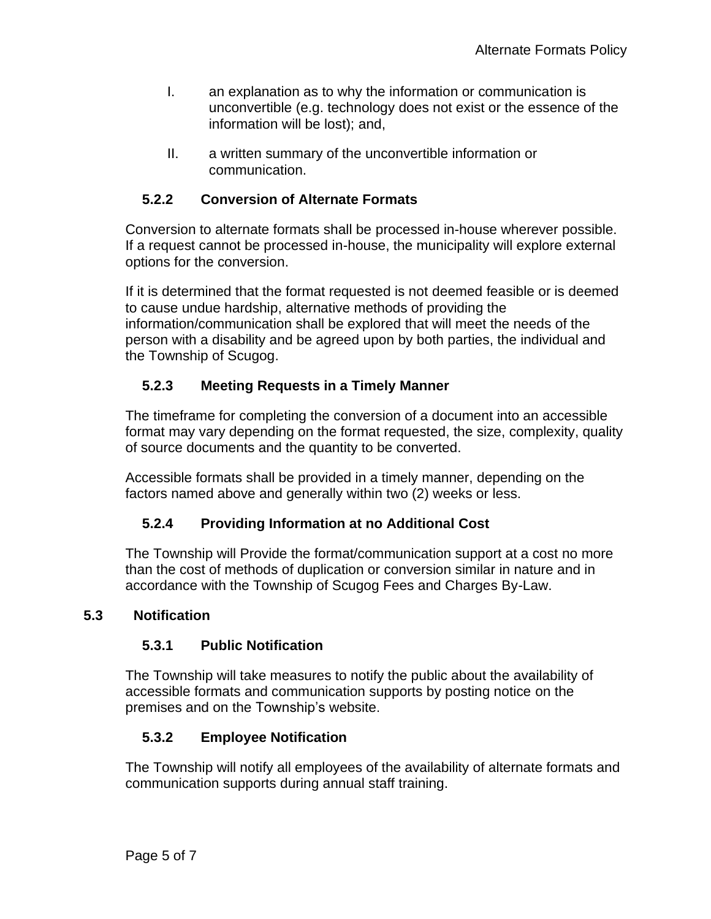I. an explanation as to why the information or communication is unconvertible (e.g. technology does not exist or the essence of the information will be lost); and,

II. a written summary of the unconvertible information or communication.

### 5.2.2 Conversion of Alternate Formats

Conversion to alternate formats shall be processed in-house wherever possible. If a request cannot be processed in-house, the municipality will explore external options for the conversion.

If it is determined that the format requested is not deemed feasible or is deemed to cause undue hardship, alternative methods of providing the information/communication shall be explored that will meet the needs of the person with a disability and be agreed upon by both parties, the individual and the Township of Scugog.

### 5.2.3 Meeting Requests in a Timely Manner

The timeframe for completing the conversion of a document into an accessible format may vary depending on the format requested, the size, complexity, quality of source documents and the quantity to be converted.

Accessible formats shall be provided in a timely manner, depending on the factors named above and generally within two (2) weeks or less.

### 5.2.4 Providing Information at no Additional Cost

The Township will Provide the format/communication support at a cost no more than the cost of methods of duplication or conversion similar in nature and in accordance with the Township of Scugog Fees and Charges By-Law.

## 5.3 Notification

### 5.3.1 Public Notification

The Township will take measures to notify the public about the availability of accessible formats and communication supports by posting notice on the premises and on the Township's website.

### 5.3.2 Employee Notification

The Township will notify all employees of the availability of alternate formats and communication supports during annual staff training.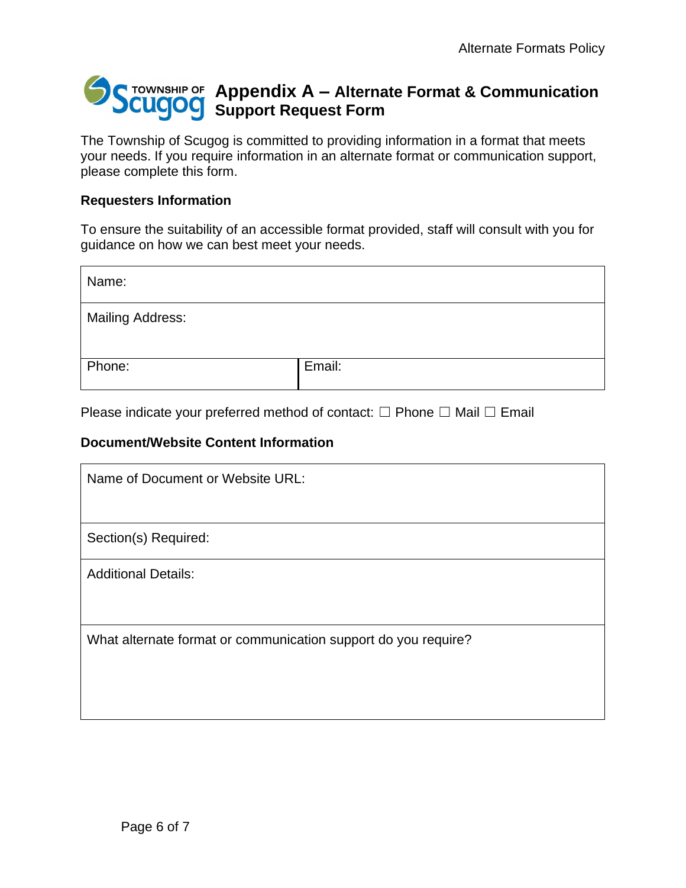# Appendix A – Alternate Format & Communication Support Request Form

The Township of Scugog is committed to providing information in a format that meets your needs. If you require information in an alternate format or communication support, please complete this form.

**Requesters Information**

To ensure the suitability of an accessible format provided, staff will consult with you for guidance on how we can best meet your needs.

| Name: | |
|---|---|
| Mailing Address: | |
| Phone: | Email: |

Please indicate your preferred method of contact: ☐ Phone ☐ Mail ☐ Email

**Document/Website Content Information**

| Name of Document or Website URL: |
|---|
| Section(s) Required: |
| Additional Details: |
| What alternate format or communication support do you require? |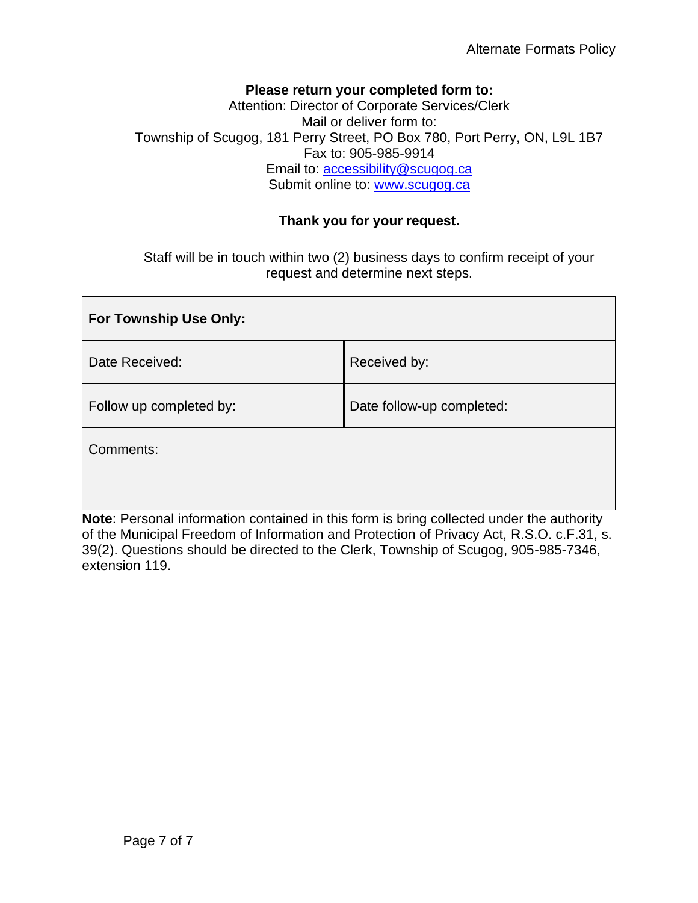**Please return your completed form to:**

Attention: Director of Corporate Services/Clerk
Mail or deliver form to:
Township of Scugog, 181 Perry Street, PO Box 780, Port Perry, ON, L9L 1B7
Fax to: 905-985-9914
Email to: accessibility@scugog.ca
Submit online to: www.scugog.ca

**Thank you for your request.**

Staff will be in touch within two (2) business days to confirm receipt of your request and determine next steps.

| **For Township Use Only:** | |
|---|---|
| Date Received: | Received by: |
| Follow up completed by: | Date follow-up completed: |
| Comments: | |

**Note**: Personal information contained in this form is bring collected under the authority of the Municipal Freedom of Information and Protection of Privacy Act, R.S.O. c.F.31, s. 39(2). Questions should be directed to the Clerk, Township of Scugog, 905-985-7346, extension 119.